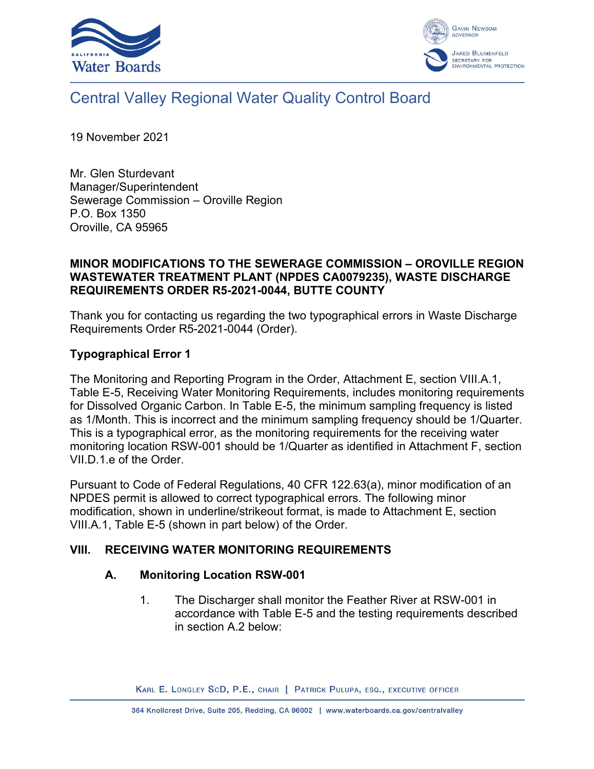# Central Valley Regional Water Quality Control Board

19 November 2021

Mr. Glen Sturdevant
Manager/Superintendent
Sewerage Commission – Oroville Region
P.O. Box 1350
Oroville, CA 95965

**MINOR MODIFICATIONS TO THE SEWERAGE COMMISSION – OROVILLE REGION WASTEWATER TREATMENT PLANT (NPDES CA0079235), WASTE DISCHARGE REQUIREMENTS ORDER R5-2021-0044, BUTTE COUNTY**

Thank you for contacting us regarding the two typographical errors in Waste Discharge Requirements Order R5-2021-0044 (Order).

## Typographical Error 1

The Monitoring and Reporting Program in the Order, Attachment E, section VIII.A.1, Table E-5, Receiving Water Monitoring Requirements, includes monitoring requirements for Dissolved Organic Carbon. In Table E-5, the minimum sampling frequency is listed as 1/Month. This is incorrect and the minimum sampling frequency should be 1/Quarter. This is a typographical error, as the monitoring requirements for the receiving water monitoring location RSW-001 should be 1/Quarter as identified in Attachment F, section VII.D.1.e of the Order.

Pursuant to Code of Federal Regulations, 40 CFR 122.63(a), minor modification of an NPDES permit is allowed to correct typographical errors. The following minor modification, shown in underline/strikeout format, is made to Attachment E, section VIII.A.1, Table E-5 (shown in part below) of the Order.

### VIII. RECEIVING WATER MONITORING REQUIREMENTS

#### A. Monitoring Location RSW-001

1. The Discharger shall monitor the Feather River at RSW-001 in accordance with Table E-5 and the testing requirements described in section A.2 below: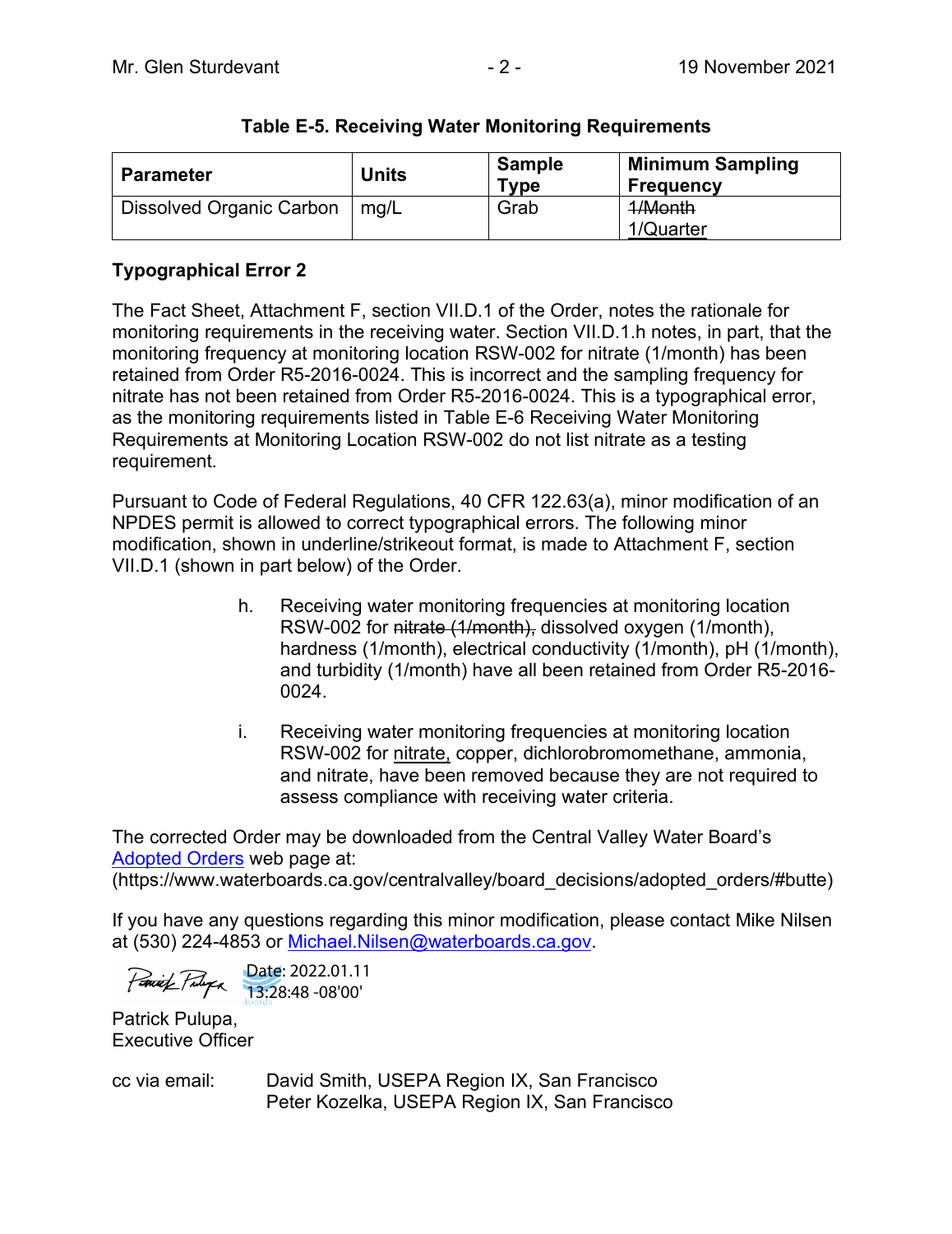**Table E-5. Receiving Water Monitoring Requirements**

| Parameter | Units | Sample Type | Minimum Sampling Frequency |
|---|---|---|---|
| Dissolved Organic Carbon | mg/L | Grab | ~~1/Month~~ <u>1/Quarter</u> |

**Typographical Error 2**

The Fact Sheet, Attachment F, section VII.D.1 of the Order, notes the rationale for monitoring requirements in the receiving water. Section VII.D.1.h notes, in part, that the monitoring frequency at monitoring location RSW-002 for nitrate (1/month) has been retained from Order R5-2016-0024. This is incorrect and the sampling frequency for nitrate has not been retained from Order R5-2016-0024. This is a typographical error, as the monitoring requirements listed in Table E-6 Receiving Water Monitoring Requirements at Monitoring Location RSW-002 do not list nitrate as a testing requirement.

Pursuant to Code of Federal Regulations, 40 CFR 122.63(a), minor modification of an NPDES permit is allowed to correct typographical errors. The following minor modification, shown in underline/strikeout format, is made to Attachment F, section VII.D.1 (shown in part below) of the Order.

h. Receiving water monitoring frequencies at monitoring location RSW-002 for ~~nitrate (1/month),~~ dissolved oxygen (1/month), hardness (1/month), electrical conductivity (1/month), pH (1/month), and turbidity (1/month) have all been retained from Order R5-2016-0024.

i. Receiving water monitoring frequencies at monitoring location RSW-002 for <u>nitrate,</u> copper, dichlorobromomethane, ammonia, and nitrate, have been removed because they are not required to assess compliance with receiving water criteria.

The corrected Order may be downloaded from the Central Valley Water Board's Adopted Orders web page at:
(https://www.waterboards.ca.gov/centralvalley/board_decisions/adopted_orders/#butte)

If you have any questions regarding this minor modification, please contact Mike Nilsen at (530) 224-4853 or Michael.Nilsen@waterboards.ca.gov.

Date: 2022.01.11 13:28:48 -08'00'

Patrick Pulupa,
Executive Officer

cc via email: David Smith, USEPA Region IX, San Francisco
Peter Kozelka, USEPA Region IX, San Francisco